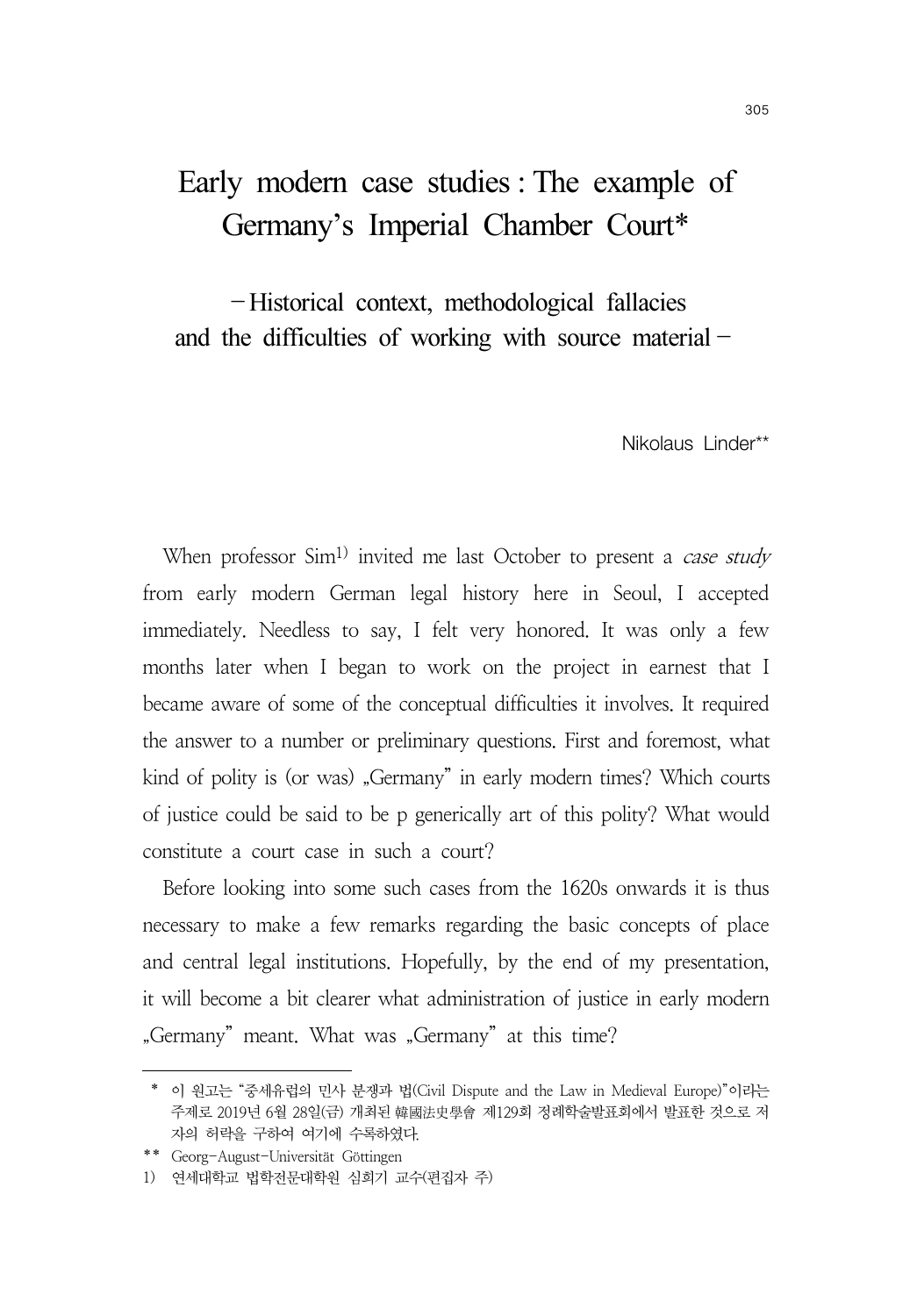# Early modern case studies : The example of Germany's Imperial Chamber Court*

## − Historical context, methodological fallacies and the difficulties of working with source material −

Nikolaus Linder**

When professor Sim[1] invited me last October to present a *case study* from early modern German legal history here in Seoul, I accepted immediately. Needless to say, I felt very honored. It was only a few months later when I began to work on the project in earnest that I became aware of some of the conceptual difficulties it involves. It required the answer to a number or preliminary questions. First and foremost, what kind of polity is (or was) „Germany" in early modern times? Which courts of justice could be said to be p generically art of this polity? What would constitute a court case in such a court?

Before looking into some such cases from the 1620s onwards it is thus necessary to make a few remarks regarding the basic concepts of place and central legal institutions. Hopefully, by the end of my presentation, it will become a bit clearer what administration of justice in early modern „Germany" meant. What was „Germany" at this time?

---

\* 이 원고는 "중세유럽의 민사 분쟁과 법(Civil Dispute and the Law in Medieval Europe)"이라는 주제로 2019년 6월 28일(금) 개최된 韓國法史學會 제129회 정례학술발표회에서 발표한 것으로 저자의 허락을 구하여 여기에 수록하였다.

\** Georg-August-Universität Göttingen

1) 연세대학교 법학전문대학원 심희기 교수(편집자 주)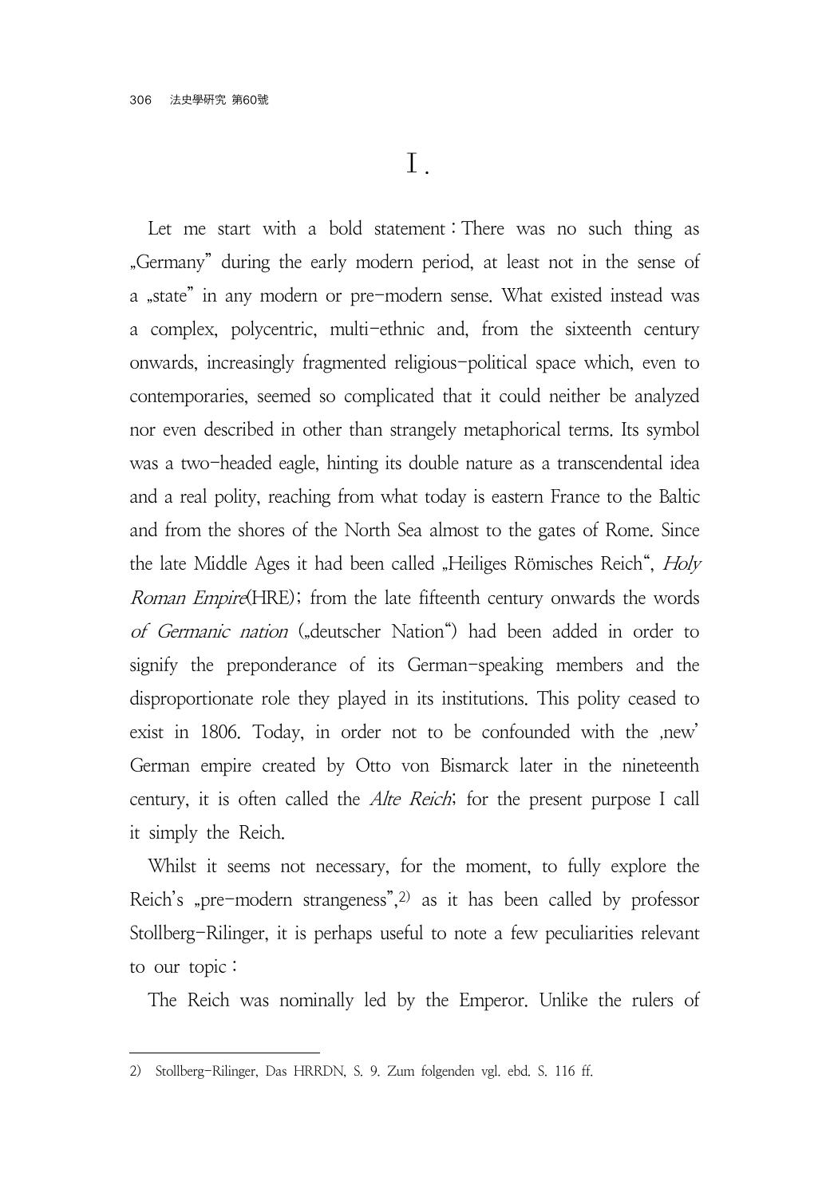# I.

Let me start with a bold statement : There was no such thing as „Germany" during the early modern period, at least not in the sense of a „state" in any modern or pre-modern sense. What existed instead was a complex, polycentric, multi-ethnic and, from the sixteenth century onwards, increasingly fragmented religious-political space which, even to contemporaries, seemed so complicated that it could neither be analyzed nor even described in other than strangely metaphorical terms. Its symbol was a two-headed eagle, hinting its double nature as a transcendental idea and a real polity, reaching from what today is eastern France to the Baltic and from the shores of the North Sea almost to the gates of Rome. Since the late Middle Ages it had been called „Heiliges Römisches Reich", *Holy Roman Empire*(HRE) ; from the late fifteenth century onwards the words *of Germanic nation* („deutscher Nation") had been added in order to signify the preponderance of its German-speaking members and the disproportionate role they played in its institutions. This polity ceased to exist in 1806. Today, in order not to be confounded with the ‚new' German empire created by Otto von Bismarck later in the nineteenth century, it is often called the *Alte Reich*; for the present purpose I call it simply the Reich.

Whilst it seems not necessary, for the moment, to fully explore the Reich's „pre-modern strangeness",[2] as it has been called by professor Stollberg-Rilinger, it is perhaps useful to note a few peculiarities relevant to our topic :

The Reich was nominally led by the Emperor. Unlike the rulers of

---

2) Stollberg-Rilinger, Das HRRDN, S. 9. Zum folgenden vgl. ebd. S. 116 ff.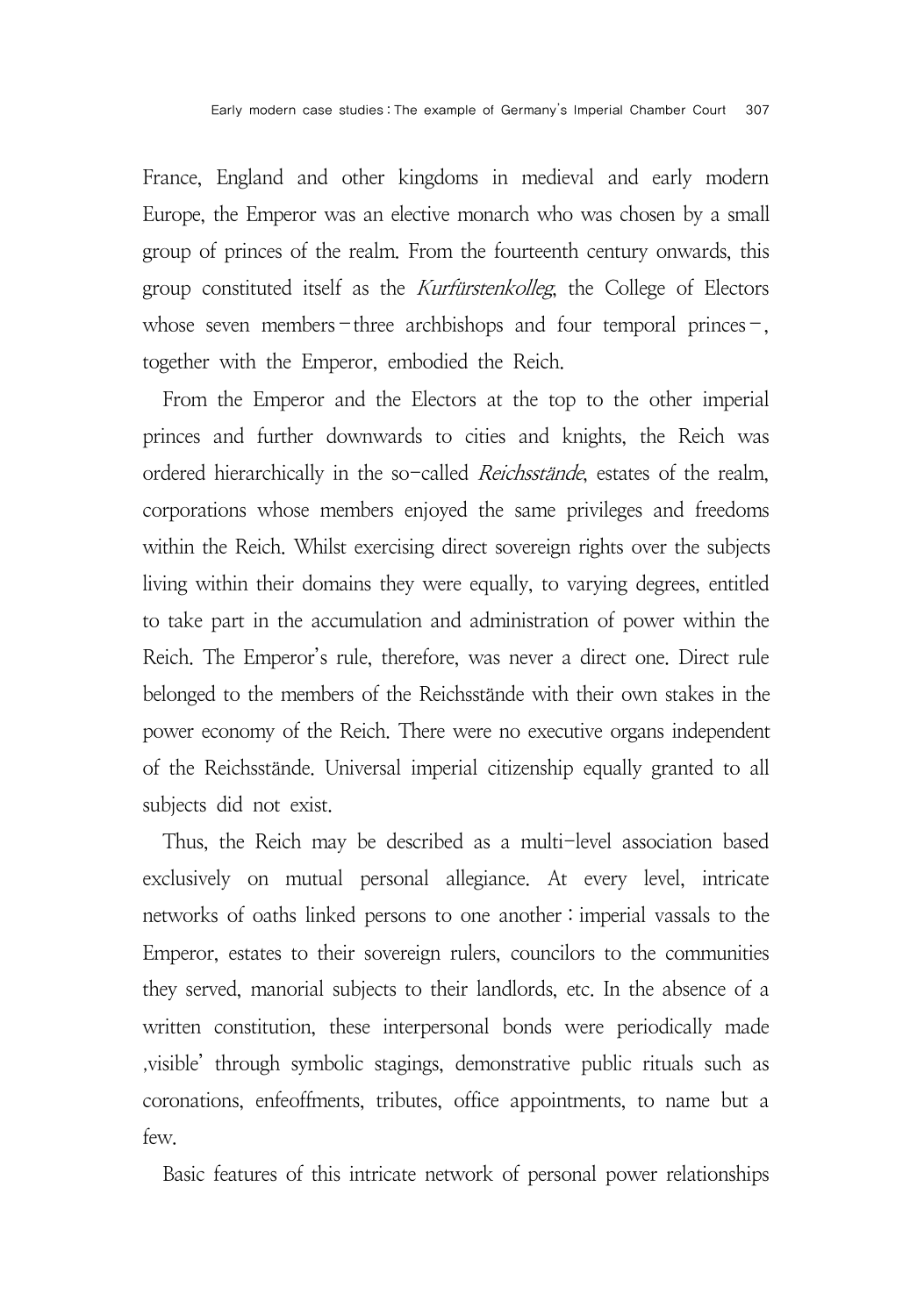France, England and other kingdoms in medieval and early modern Europe, the Emperor was an elective monarch who was chosen by a small group of princes of the realm. From the fourteenth century onwards, this group constituted itself as the *Kurfürstenkolleg*, the College of Electors whose seven members – three archbishops and four temporal princes –, together with the Emperor, embodied the Reich.

From the Emperor and the Electors at the top to the other imperial princes and further downwards to cities and knights, the Reich was ordered hierarchically in the so-called *Reichsstände*, estates of the realm, corporations whose members enjoyed the same privileges and freedoms within the Reich. Whilst exercising direct sovereign rights over the subjects living within their domains they were equally, to varying degrees, entitled to take part in the accumulation and administration of power within the Reich. The Emperor's rule, therefore, was never a direct one. Direct rule belonged to the members of the Reichsstände with their own stakes in the power economy of the Reich. There were no executive organs independent of the Reichsstände. Universal imperial citizenship equally granted to all subjects did not exist.

Thus, the Reich may be described as a multi-level association based exclusively on mutual personal allegiance. At every level, intricate networks of oaths linked persons to one another : imperial vassals to the Emperor, estates to their sovereign rulers, councilors to the communities they served, manorial subjects to their landlords, etc. In the absence of a written constitution, these interpersonal bonds were periodically made ‚visible' through symbolic stagings, demonstrative public rituals such as coronations, enfeoffments, tributes, office appointments, to name but a few.

Basic features of this intricate network of personal power relationships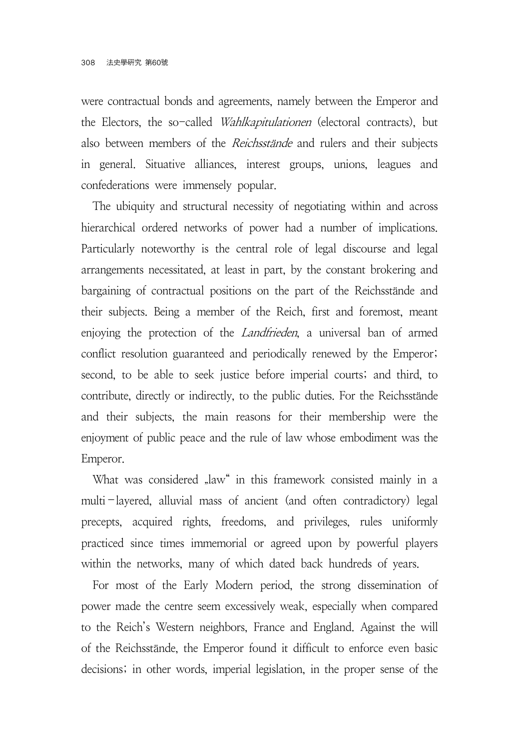were contractual bonds and agreements, namely between the Emperor and the Electors, the so-called *Wahlkapitulationen* (electoral contracts), but also between members of the *Reichsstände* and rulers and their subjects in general. Situative alliances, interest groups, unions, leagues and confederations were immensely popular.

The ubiquity and structural necessity of negotiating within and across hierarchical ordered networks of power had a number of implications. Particularly noteworthy is the central role of legal discourse and legal arrangements necessitated, at least in part, by the constant brokering and bargaining of contractual positions on the part of the Reichsstände and their subjects. Being a member of the Reich, first and foremost, meant enjoying the protection of the *Landfrieden*, a universal ban of armed conflict resolution guaranteed and periodically renewed by the Emperor; second, to be able to seek justice before imperial courts; and third, to contribute, directly or indirectly, to the public duties. For the Reichsstände and their subjects, the main reasons for their membership were the enjoyment of public peace and the rule of law whose embodiment was the Emperor.

What was considered „law" in this framework consisted mainly in a multi-layered, alluvial mass of ancient (and often contradictory) legal precepts, acquired rights, freedoms, and privileges, rules uniformly practiced since times immemorial or agreed upon by powerful players within the networks, many of which dated back hundreds of years.

For most of the Early Modern period, the strong dissemination of power made the centre seem excessively weak, especially when compared to the Reich's Western neighbors, France and England. Against the will of the Reichsstände, the Emperor found it difficult to enforce even basic decisions; in other words, imperial legislation, in the proper sense of the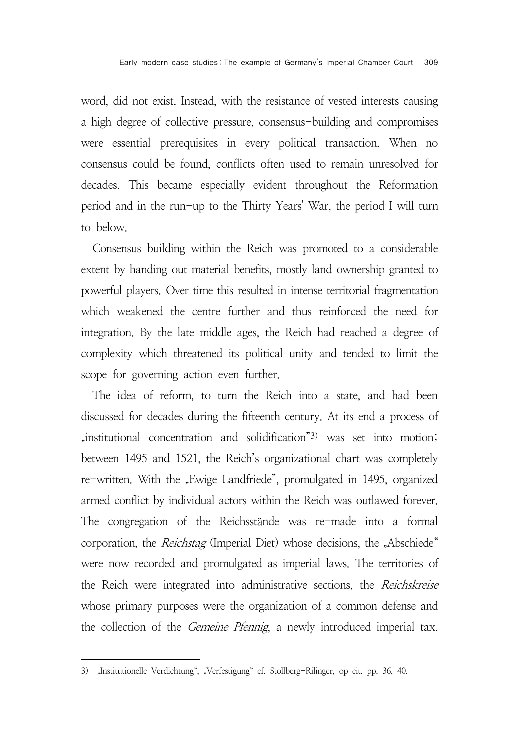word, did not exist. Instead, with the resistance of vested interests causing a high degree of collective pressure, consensus-building and compromises were essential prerequisites in every political transaction. When no consensus could be found, conflicts often used to remain unresolved for decades. This became especially evident throughout the Reformation period and in the run-up to the Thirty Years' War, the period I will turn to below.

Consensus building within the Reich was promoted to a considerable extent by handing out material benefits, mostly land ownership granted to powerful players. Over time this resulted in intense territorial fragmentation which weakened the centre further and thus reinforced the need for integration. By the late middle ages, the Reich had reached a degree of complexity which threatened its political unity and tended to limit the scope for governing action even further.

The idea of reform, to turn the Reich into a state, and had been discussed for decades during the fifteenth century. At its end a process of „institutional concentration and solidification"[3] was set into motion; between 1495 and 1521, the Reich's organizational chart was completely re-written. With the „Ewige Landfriede", promulgated in 1495, organized armed conflict by individual actors within the Reich was outlawed forever. The congregation of the Reichsstände was re-made into a formal corporation, the *Reichstag* (Imperial Diet) whose decisions, the „Abschiede" were now recorded and promulgated as imperial laws. The territories of the Reich were integrated into administrative sections, the *Reichskreise* whose primary purposes were the organization of a common defense and the collection of the *Gemeine Pfennig*, a newly introduced imperial tax.

---

3) „Institutionelle Verdichtung", „Verfestigung" cf. Stollberg-Rilinger, op cit. pp. 36, 40.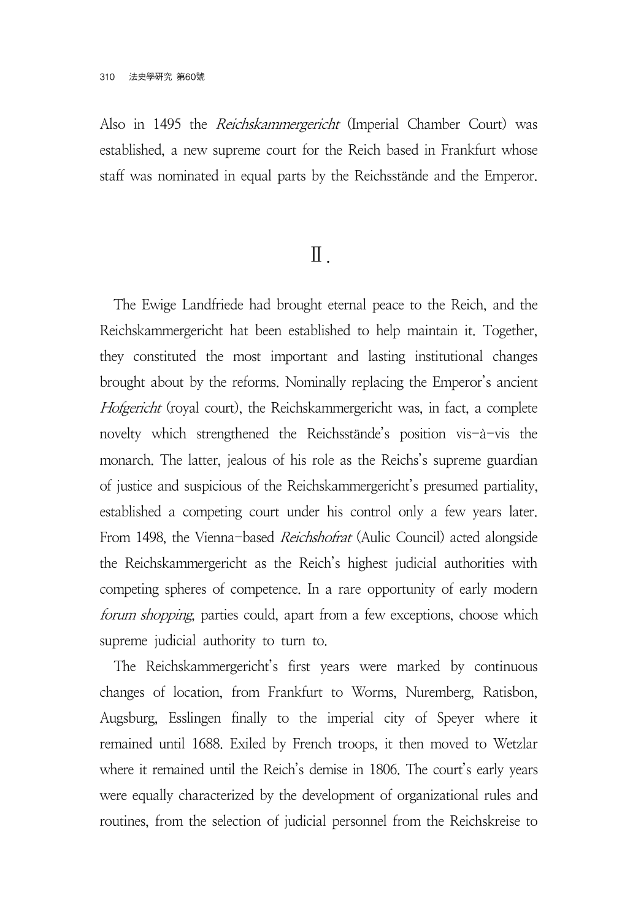Also in 1495 the *Reichskammergericht* (Imperial Chamber Court) was established, a new supreme court for the Reich based in Frankfurt whose staff was nominated in equal parts by the Reichsstände and the Emperor.

## Ⅱ.

The Ewige Landfriede had brought eternal peace to the Reich, and the Reichskammergericht hat been established to help maintain it. Together, they constituted the most important and lasting institutional changes brought about by the reforms. Nominally replacing the Emperor's ancient *Hofgericht* (royal court), the Reichskammergericht was, in fact, a complete novelty which strengthened the Reichsstände's position vis-à-vis the monarch. The latter, jealous of his role as the Reichs's supreme guardian of justice and suspicious of the Reichskammergericht's presumed partiality, established a competing court under his control only a few years later. From 1498, the Vienna-based *Reichshofrat* (Aulic Council) acted alongside the Reichskammergericht as the Reich's highest judicial authorities with competing spheres of competence. In a rare opportunity of early modern *forum shopping*, parties could, apart from a few exceptions, choose which supreme judicial authority to turn to.

The Reichskammergericht's first years were marked by continuous changes of location, from Frankfurt to Worms, Nuremberg, Ratisbon, Augsburg, Esslingen finally to the imperial city of Speyer where it remained until 1688. Exiled by French troops, it then moved to Wetzlar where it remained until the Reich's demise in 1806. The court's early years were equally characterized by the development of organizational rules and routines, from the selection of judicial personnel from the Reichskreise to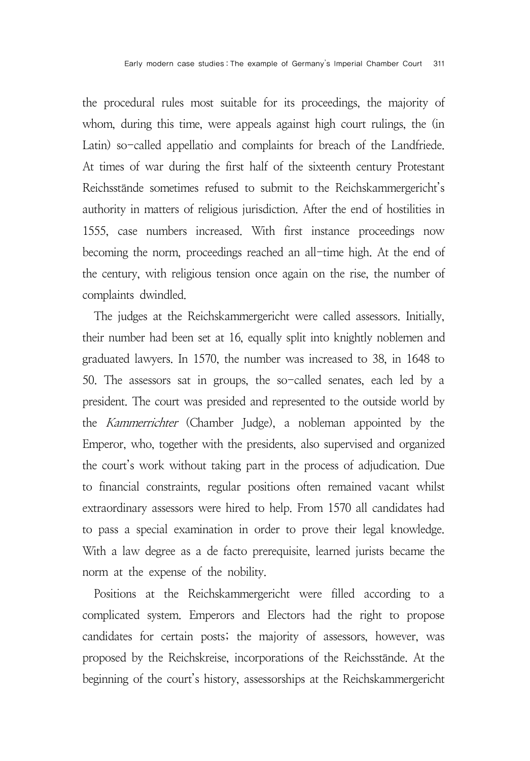the procedural rules most suitable for its proceedings, the majority of whom, during this time, were appeals against high court rulings, the (in Latin) so-called appellatio and complaints for breach of the Landfriede. At times of war during the first half of the sixteenth century Protestant Reichsstände sometimes refused to submit to the Reichskammergericht's authority in matters of religious jurisdiction. After the end of hostilities in 1555, case numbers increased. With first instance proceedings now becoming the norm, proceedings reached an all-time high. At the end of the century, with religious tension once again on the rise, the number of complaints dwindled.

The judges at the Reichskammergericht were called assessors. Initially, their number had been set at 16, equally split into knightly noblemen and graduated lawyers. In 1570, the number was increased to 38, in 1648 to 50. The assessors sat in groups, the so-called senates, each led by a president. The court was presided and represented to the outside world by the *Kammerrichter* (Chamber Judge), a nobleman appointed by the Emperor, who, together with the presidents, also supervised and organized the court's work without taking part in the process of adjudication. Due to financial constraints, regular positions often remained vacant whilst extraordinary assessors were hired to help. From 1570 all candidates had to pass a special examination in order to prove their legal knowledge. With a law degree as a de facto prerequisite, learned jurists became the norm at the expense of the nobility.

Positions at the Reichskammergericht were filled according to a complicated system. Emperors and Electors had the right to propose candidates for certain posts; the majority of assessors, however, was proposed by the Reichskreise, incorporations of the Reichsstände. At the beginning of the court's history, assessorships at the Reichskammergericht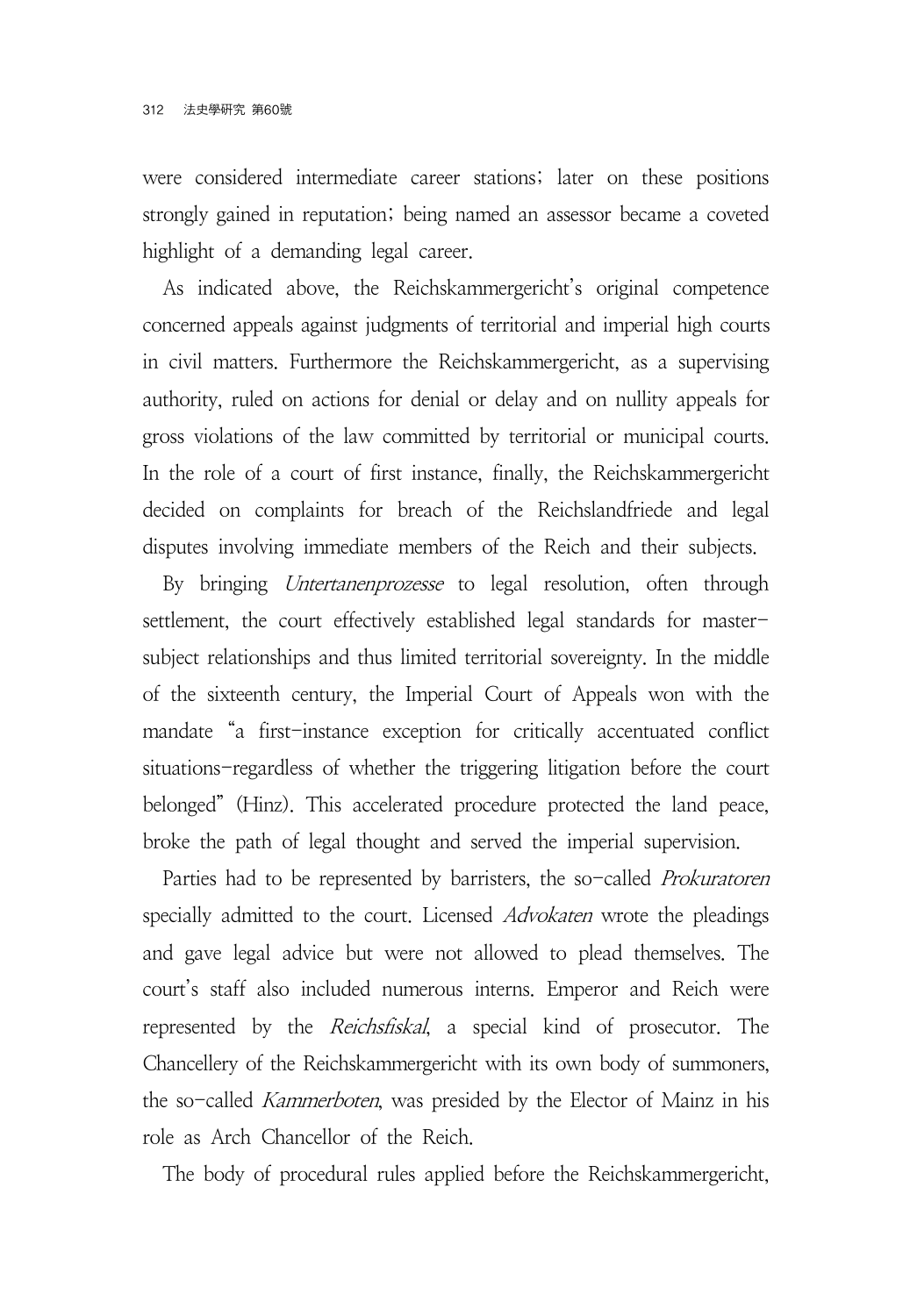were considered intermediate career stations; later on these positions strongly gained in reputation; being named an assessor became a coveted highlight of a demanding legal career.

As indicated above, the Reichskammergericht's original competence concerned appeals against judgments of territorial and imperial high courts in civil matters. Furthermore the Reichskammergericht, as a supervising authority, ruled on actions for denial or delay and on nullity appeals for gross violations of the law committed by territorial or municipal courts. In the role of a court of first instance, finally, the Reichskammergericht decided on complaints for breach of the Reichslandfriede and legal disputes involving immediate members of the Reich and their subjects.

By bringing *Untertanenprozesse* to legal resolution, often through settlement, the court effectively established legal standards for master-subject relationships and thus limited territorial sovereignty. In the middle of the sixteenth century, the Imperial Court of Appeals won with the mandate "a first-instance exception for critically accentuated conflict situations-regardless of whether the triggering litigation before the court belonged" (Hinz). This accelerated procedure protected the land peace, broke the path of legal thought and served the imperial supervision.

Parties had to be represented by barristers, the so-called *Prokuratoren* specially admitted to the court. Licensed *Advokaten* wrote the pleadings and gave legal advice but were not allowed to plead themselves. The court's staff also included numerous interns. Emperor and Reich were represented by the *Reichsfiskal*, a special kind of prosecutor. The Chancellery of the Reichskammergericht with its own body of summoners, the so-called *Kammerboten*, was presided by the Elector of Mainz in his role as Arch Chancellor of the Reich.

The body of procedural rules applied before the Reichskammergericht,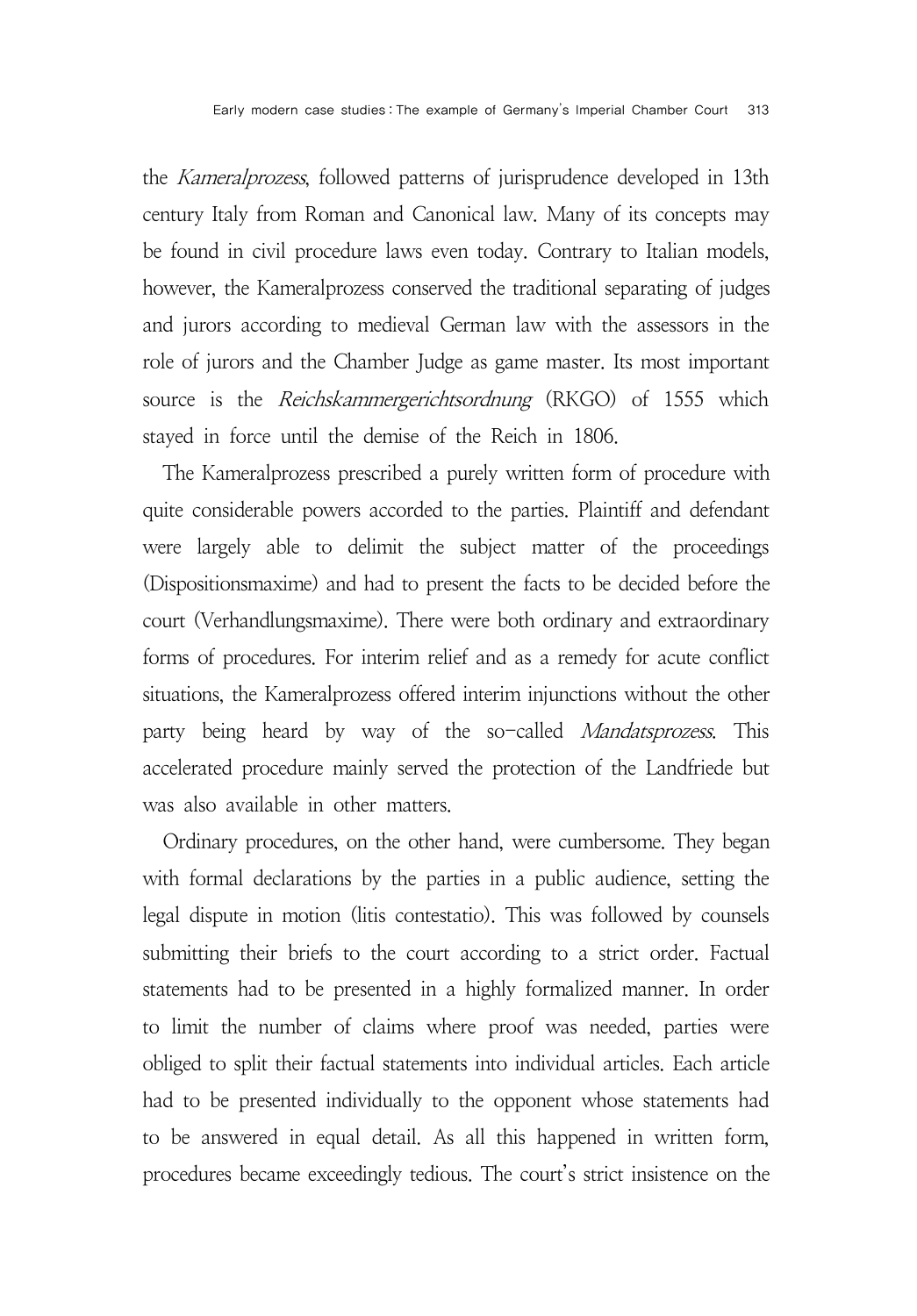the *Kameralprozess*, followed patterns of jurisprudence developed in 13th century Italy from Roman and Canonical law. Many of its concepts may be found in civil procedure laws even today. Contrary to Italian models, however, the Kameralprozess conserved the traditional separating of judges and jurors according to medieval German law with the assessors in the role of jurors and the Chamber Judge as game master. Its most important source is the *Reichskammergerichtsordnung* (RKGO) of 1555 which stayed in force until the demise of the Reich in 1806.

The Kameralprozess prescribed a purely written form of procedure with quite considerable powers accorded to the parties. Plaintiff and defendant were largely able to delimit the subject matter of the proceedings (Dispositionsmaxime) and had to present the facts to be decided before the court (Verhandlungsmaxime). There were both ordinary and extraordinary forms of procedures. For interim relief and as a remedy for acute conflict situations, the Kameralprozess offered interim injunctions without the other party being heard by way of the so-called *Mandatsprozess*. This accelerated procedure mainly served the protection of the Landfriede but was also available in other matters.

Ordinary procedures, on the other hand, were cumbersome. They began with formal declarations by the parties in a public audience, setting the legal dispute in motion (litis contestatio). This was followed by counsels submitting their briefs to the court according to a strict order. Factual statements had to be presented in a highly formalized manner. In order to limit the number of claims where proof was needed, parties were obliged to split their factual statements into individual articles. Each article had to be presented individually to the opponent whose statements had to be answered in equal detail. As all this happened in written form, procedures became exceedingly tedious. The court's strict insistence on the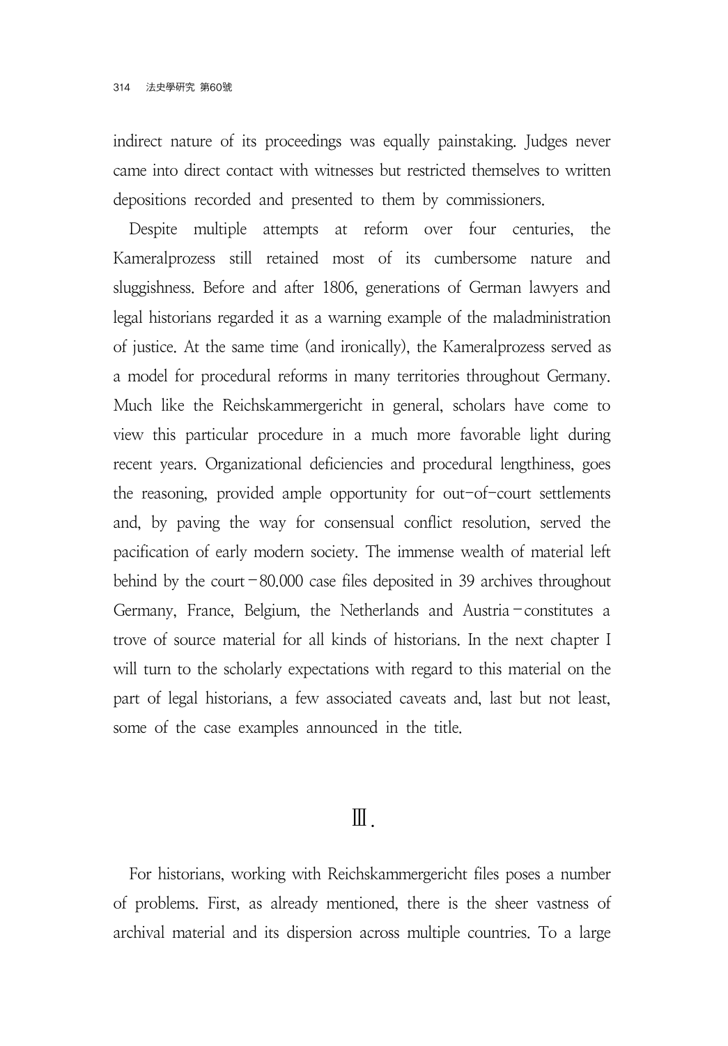indirect nature of its proceedings was equally painstaking. Judges never came into direct contact with witnesses but restricted themselves to written depositions recorded and presented to them by commissioners.

Despite multiple attempts at reform over four centuries, the Kameralprozess still retained most of its cumbersome nature and sluggishness. Before and after 1806, generations of German lawyers and legal historians regarded it as a warning example of the maladministration of justice. At the same time (and ironically), the Kameralprozess served as a model for procedural reforms in many territories throughout Germany. Much like the Reichskammergericht in general, scholars have come to view this particular procedure in a much more favorable light during recent years. Organizational deficiencies and procedural lengthiness, goes the reasoning, provided ample opportunity for out-of-court settlements and, by paving the way for consensual conflict resolution, served the pacification of early modern society. The immense wealth of material left behind by the court – 80.000 case files deposited in 39 archives throughout Germany, France, Belgium, the Netherlands and Austria – constitutes a trove of source material for all kinds of historians. In the next chapter I will turn to the scholarly expectations with regard to this material on the part of legal historians, a few associated caveats and, last but not least, some of the case examples announced in the title.

## Ⅲ.

For historians, working with Reichskammergericht files poses a number of problems. First, as already mentioned, there is the sheer vastness of archival material and its dispersion across multiple countries. To a large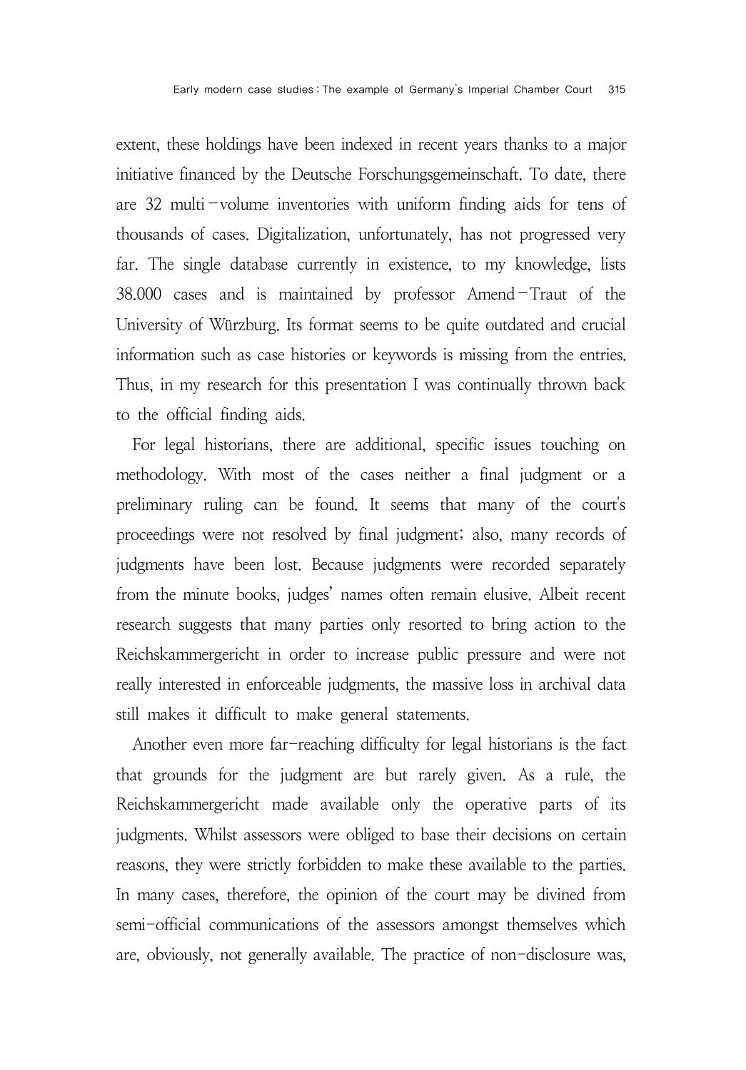extent, these holdings have been indexed in recent years thanks to a major initiative financed by the Deutsche Forschungsgemeinschaft. To date, there are 32 multi-volume inventories with uniform finding aids for tens of thousands of cases. Digitalization, unfortunately, has not progressed very far. The single database currently in existence, to my knowledge, lists 38.000 cases and is maintained by professor Amend-Traut of the University of Würzburg. Its format seems to be quite outdated and crucial information such as case histories or keywords is missing from the entries. Thus, in my research for this presentation I was continually thrown back to the official finding aids.

For legal historians, there are additional, specific issues touching on methodology. With most of the cases neither a final judgment or a preliminary ruling can be found. It seems that many of the court's proceedings were not resolved by final judgment; also, many records of judgments have been lost. Because judgments were recorded separately from the minute books, judges' names often remain elusive. Albeit recent research suggests that many parties only resorted to bring action to the Reichskammergericht in order to increase public pressure and were not really interested in enforceable judgments, the massive loss in archival data still makes it difficult to make general statements.

Another even more far-reaching difficulty for legal historians is the fact that grounds for the judgment are but rarely given. As a rule, the Reichskammergericht made available only the operative parts of its judgments. Whilst assessors were obliged to base their decisions on certain reasons, they were strictly forbidden to make these available to the parties. In many cases, therefore, the opinion of the court may be divined from semi-official communications of the assessors amongst themselves which are, obviously, not generally available. The practice of non-disclosure was,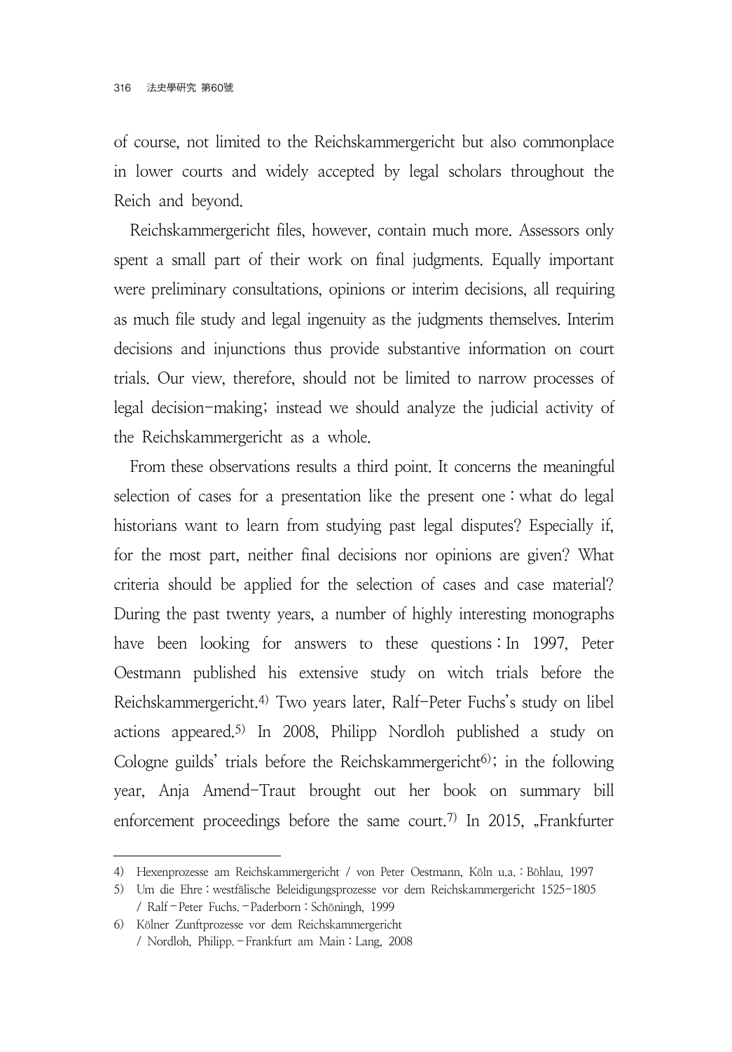of course, not limited to the Reichskammergericht but also commonplace in lower courts and widely accepted by legal scholars throughout the Reich and beyond.

Reichskammergericht files, however, contain much more. Assessors only spent a small part of their work on final judgments. Equally important were preliminary consultations, opinions or interim decisions, all requiring as much file study and legal ingenuity as the judgments themselves. Interim decisions and injunctions thus provide substantive information on court trials. Our view, therefore, should not be limited to narrow processes of legal decision-making; instead we should analyze the judicial activity of the Reichskammergericht as a whole.

From these observations results a third point. It concerns the meaningful selection of cases for a presentation like the present one : what do legal historians want to learn from studying past legal disputes? Especially if, for the most part, neither final decisions nor opinions are given? What criteria should be applied for the selection of cases and case material? During the past twenty years, a number of highly interesting monographs have been looking for answers to these questions : In 1997, Peter Oestmann published his extensive study on witch trials before the Reichskammergericht.[4] Two years later, Ralf-Peter Fuchs's study on libel actions appeared.[5] In 2008, Philipp Nordloh published a study on Cologne guilds' trials before the Reichskammergericht[6]; in the following year, Anja Amend-Traut brought out her book on summary bill enforcement proceedings before the same court.[7] In 2015, „Frankfurter

---

4) Hexenprozesse am Reichskammergericht / von Peter Oestmann, Köln u.a. : Böhlau, 1997

5) Um die Ehre : westfälische Beleidigungsprozesse vor dem Reichskammergericht 1525-1805 / Ralf-Peter Fuchs. -Paderborn : Schöningh, 1999

6) Kölner Zunftprozesse vor dem Reichskammergericht / Nordloh, Philipp. -Frankfurt am Main : Lang, 2008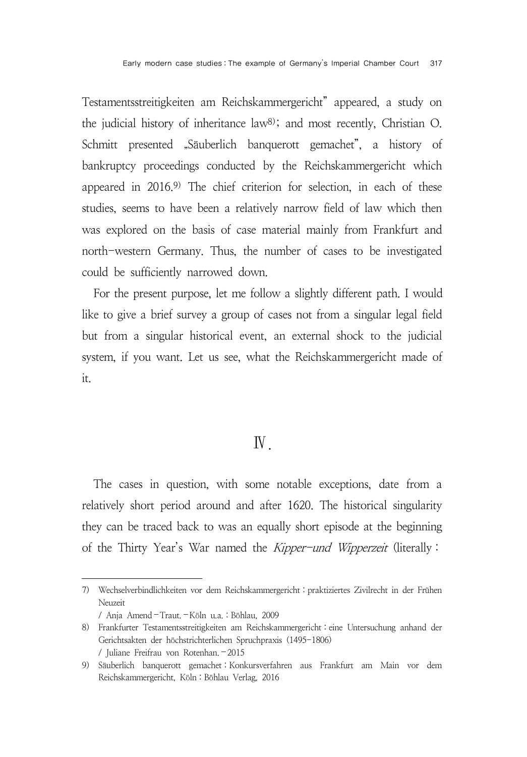Testamentsstreitigkeiten am Reichskammergericht" appeared, a study on the judicial history of inheritance law[8]; and most recently, Christian O. Schmitt presented „Säuberlich banquerott gemachet", a history of bankruptcy proceedings conducted by the Reichskammergericht which appeared in 2016.[9] The chief criterion for selection, in each of these studies, seems to have been a relatively narrow field of law which then was explored on the basis of case material mainly from Frankfurt and north-western Germany. Thus, the number of cases to be investigated could be sufficiently narrowed down.

For the present purpose, let me follow a slightly different path. I would like to give a brief survey a group of cases not from a singular legal field but from a singular historical event, an external shock to the judicial system, if you want. Let us see, what the Reichskammergericht made of it.

## Ⅳ.

The cases in question, with some notable exceptions, date from a relatively short period around and after 1620. The historical singularity they can be traced back to was an equally short episode at the beginning of the Thirty Year's War named the *Kipper-und Wipperzeit* (literally :

---

7) Wechselverbindlichkeiten vor dem Reichskammergericht : praktiziertes Zivilrecht in der Frühen Neuzeit / Anja Amend-Traut. -Köln u.a. : Böhlau, 2009

8) Frankfurter Testamentsstreitigkeiten am Reichskammergericht : eine Untersuchung anhand der Gerichtsakten der höchstrichterlichen Spruchpraxis (1495-1806) / Juliane Freifrau von Rotenhan. -2015

9) Säuberlich banquerott gemachet : Konkursverfahren aus Frankfurt am Main vor dem Reichskammergericht, Köln : Böhlau Verlag, 2016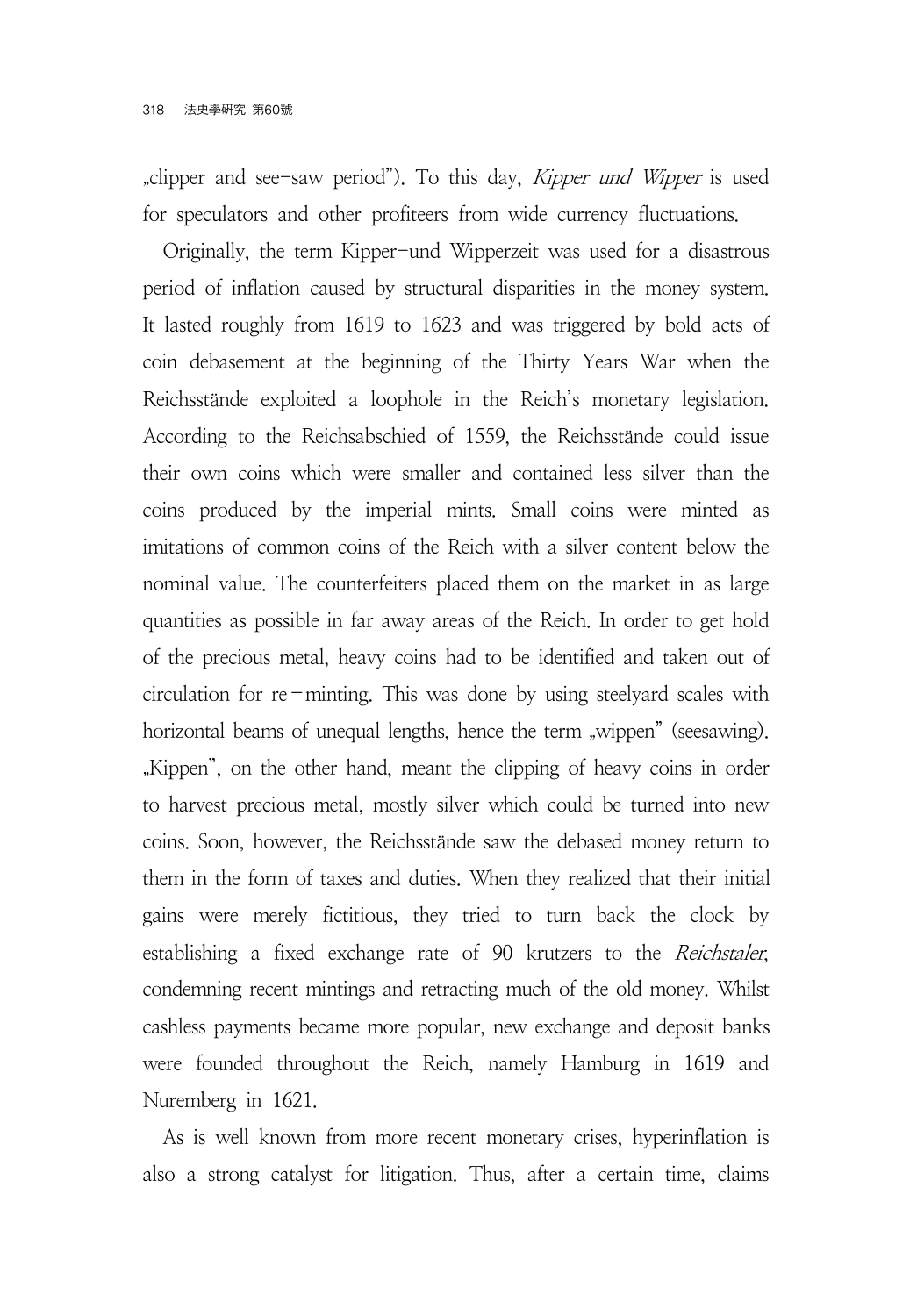„clipper and see-saw period"). To this day, *Kipper und Wipper* is used for speculators and other profiteers from wide currency fluctuations.

Originally, the term Kipper-und Wipperzeit was used for a disastrous period of inflation caused by structural disparities in the money system. It lasted roughly from 1619 to 1623 and was triggered by bold acts of coin debasement at the beginning of the Thirty Years War when the Reichsstände exploited a loophole in the Reich's monetary legislation. According to the Reichsabschied of 1559, the Reichsstände could issue their own coins which were smaller and contained less silver than the coins produced by the imperial mints. Small coins were minted as imitations of common coins of the Reich with a silver content below the nominal value. The counterfeiters placed them on the market in as large quantities as possible in far away areas of the Reich. In order to get hold of the precious metal, heavy coins had to be identified and taken out of circulation for re-minting. This was done by using steelyard scales with horizontal beams of unequal lengths, hence the term „wippen" (seesawing). „Kippen", on the other hand, meant the clipping of heavy coins in order to harvest precious metal, mostly silver which could be turned into new coins. Soon, however, the Reichsstände saw the debased money return to them in the form of taxes and duties. When they realized that their initial gains were merely fictitious, they tried to turn back the clock by establishing a fixed exchange rate of 90 krutzers to the *Reichstaler*, condemning recent mintings and retracting much of the old money. Whilst cashless payments became more popular, new exchange and deposit banks were founded throughout the Reich, namely Hamburg in 1619 and Nuremberg in 1621.

As is well known from more recent monetary crises, hyperinflation is also a strong catalyst for litigation. Thus, after a certain time, claims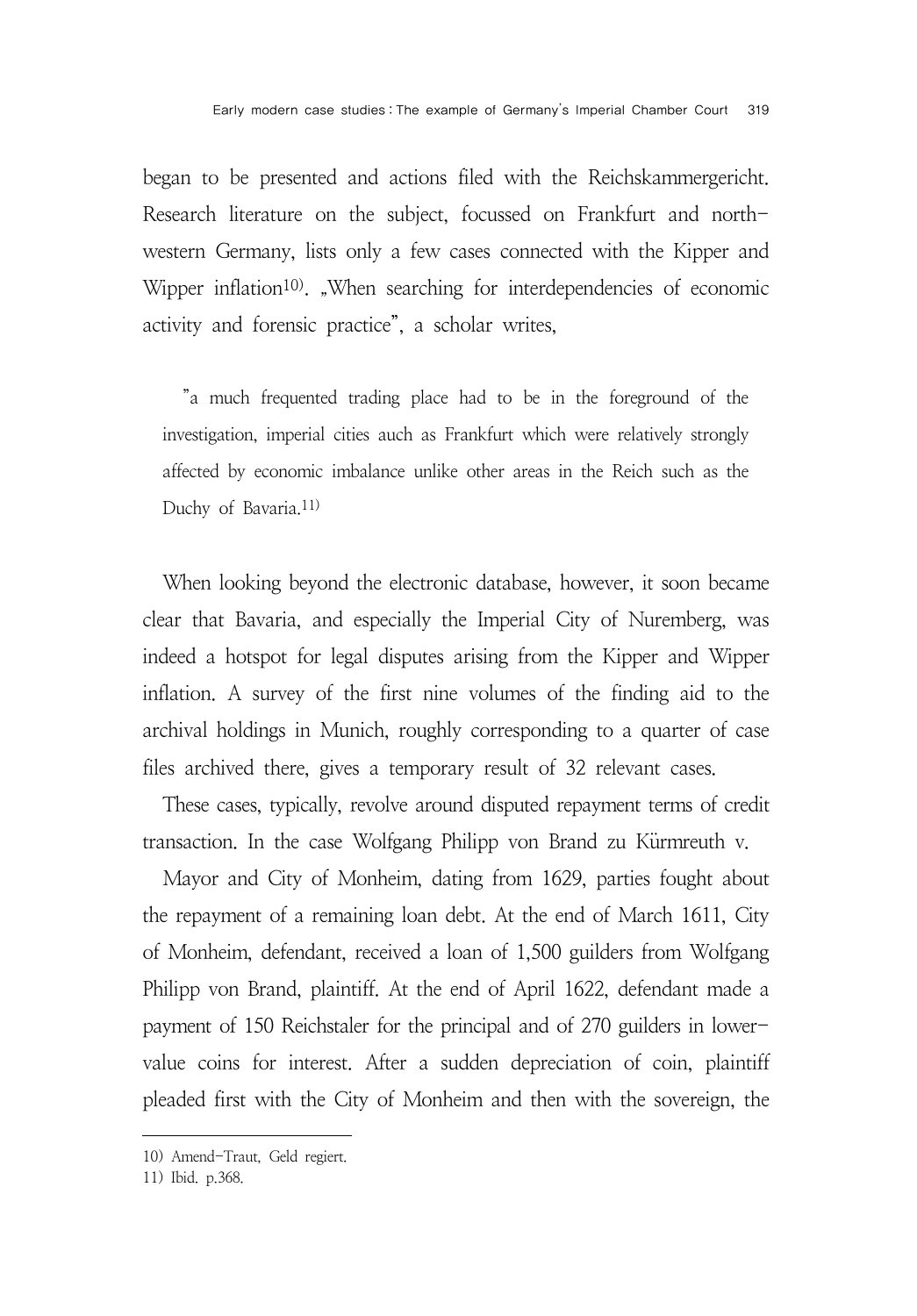began to be presented and actions filed with the Reichskammergericht. Research literature on the subject, focussed on Frankfurt and north-western Germany, lists only a few cases connected with the Kipper and Wipper inflation[10]. „When searching for interdependencies of economic activity and forensic practice", a scholar writes,

> "a much frequented trading place had to be in the foreground of the investigation, imperial cities auch as Frankfurt which were relatively strongly affected by economic imbalance unlike other areas in the Reich such as the Duchy of Bavaria.[11]

When looking beyond the electronic database, however, it soon became clear that Bavaria, and especially the Imperial City of Nuremberg, was indeed a hotspot for legal disputes arising from the Kipper and Wipper inflation. A survey of the first nine volumes of the finding aid to the archival holdings in Munich, roughly corresponding to a quarter of case files archived there, gives a temporary result of 32 relevant cases.

These cases, typically, revolve around disputed repayment terms of credit transaction. In the case Wolfgang Philipp von Brand zu Kürmreuth v.

Mayor and City of Monheim, dating from 1629, parties fought about the repayment of a remaining loan debt. At the end of March 1611, City of Monheim, defendant, received a loan of 1,500 guilders from Wolfgang Philipp von Brand, plaintiff. At the end of April 1622, defendant made a payment of 150 Reichstaler for the principal and of 270 guilders in lower-value coins for interest. After a sudden depreciation of coin, plaintiff pleaded first with the City of Monheim and then with the sovereign, the

---

10) Amend-Traut, Geld regiert.

11) Ibid. p.368.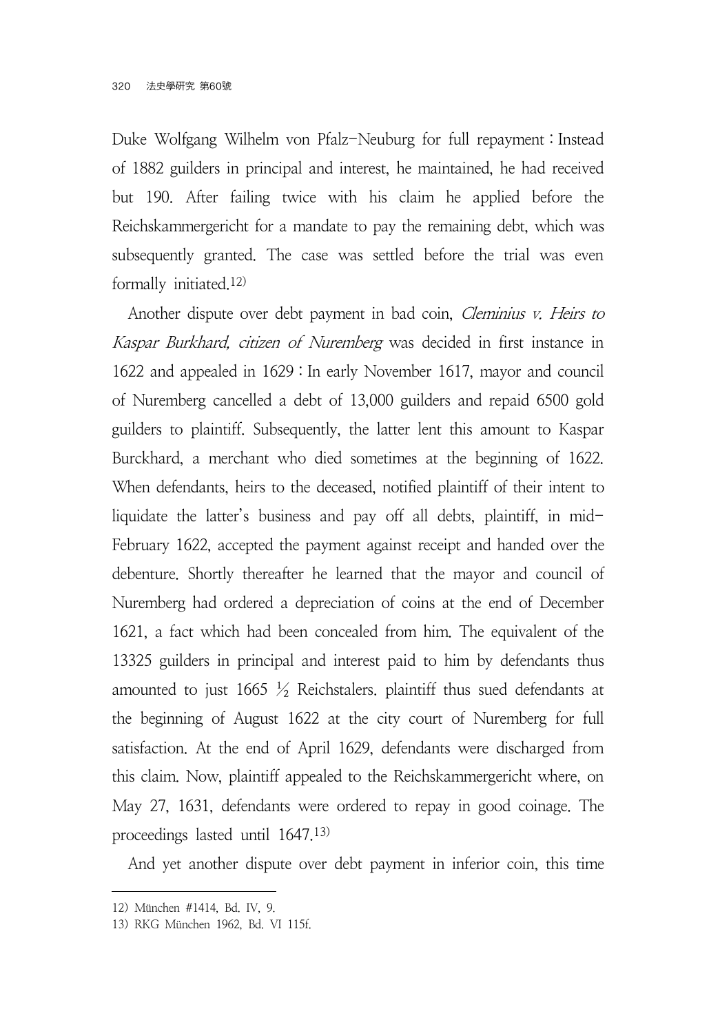Duke Wolfgang Wilhelm von Pfalz-Neuburg for full repayment : Instead of 1882 guilders in principal and interest, he maintained, he had received but 190. After failing twice with his claim he applied before the Reichskammergericht for a mandate to pay the remaining debt, which was subsequently granted. The case was settled before the trial was even formally initiated.[12)]

Another dispute over debt payment in bad coin, *Cleminius v. Heirs to Kaspar Burkhard, citizen of Nuremberg* was decided in first instance in 1622 and appealed in 1629 : In early November 1617, mayor and council of Nuremberg cancelled a debt of 13,000 guilders and repaid 6500 gold guilders to plaintiff. Subsequently, the latter lent this amount to Kaspar Burckhard, a merchant who died sometimes at the beginning of 1622. When defendants, heirs to the deceased, notified plaintiff of their intent to liquidate the latter's business and pay off all debts, plaintiff, in mid-February 1622, accepted the payment against receipt and handed over the debenture. Shortly thereafter he learned that the mayor and council of Nuremberg had ordered a depreciation of coins at the end of December 1621, a fact which had been concealed from him. The equivalent of the 13325 guilders in principal and interest paid to him by defendants thus amounted to just 1665 ½ Reichstalers. plaintiff thus sued defendants at the beginning of August 1622 at the city court of Nuremberg for full satisfaction. At the end of April 1629, defendants were discharged from this claim. Now, plaintiff appealed to the Reichskammergericht where, on May 27, 1631, defendants were ordered to repay in good coinage. The proceedings lasted until 1647.[13)]

And yet another dispute over debt payment in inferior coin, this time

---

12) München #1414, Bd. IV, 9.

13) RKG München 1962, Bd. VI 115f.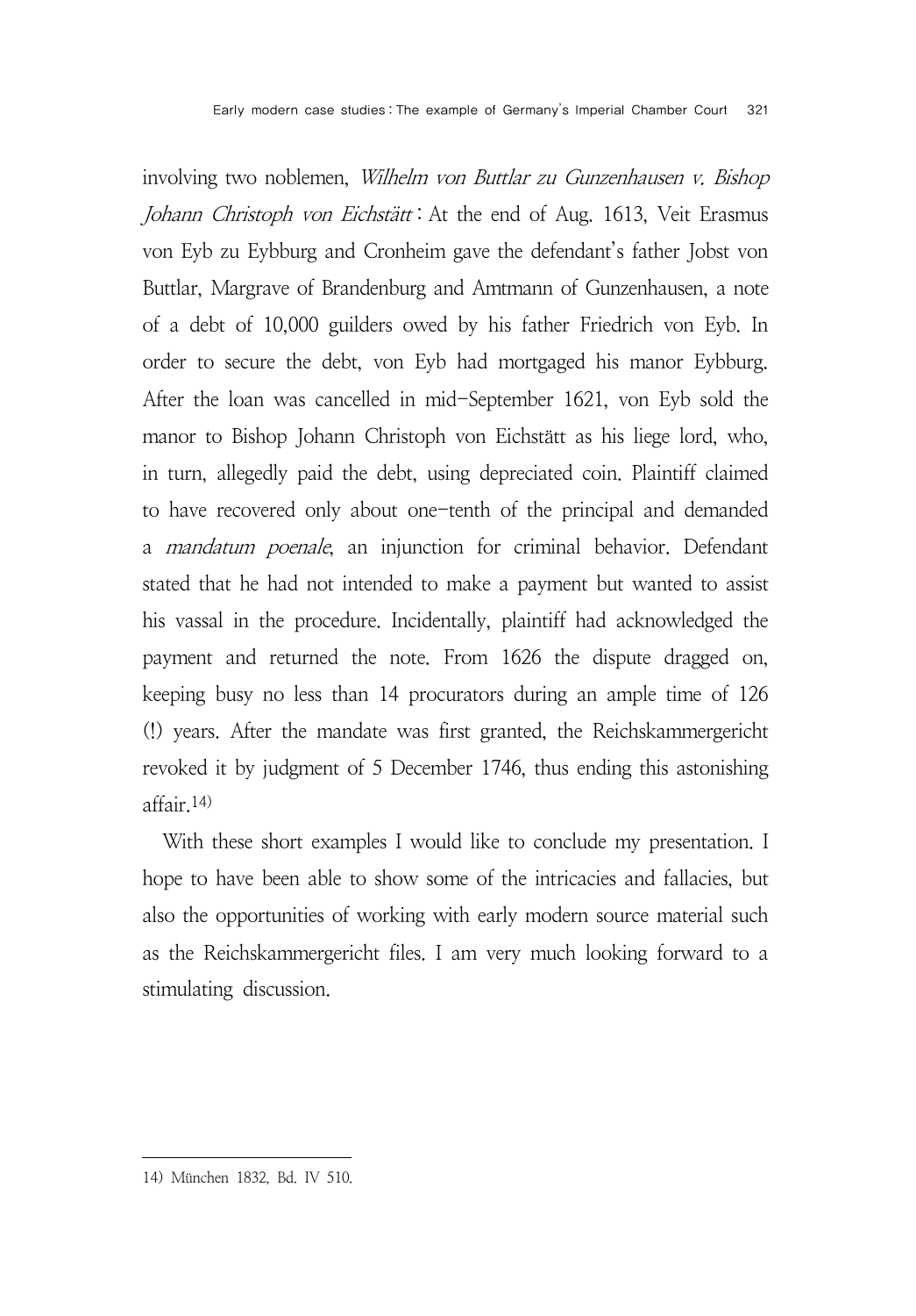involving two noblemen, *Wilhelm von Buttlar zu Gunzenhausen v. Bishop Johann Christoph von Eichstätt* : At the end of Aug. 1613, Veit Erasmus von Eyb zu Eybburg and Cronheim gave the defendant's father Jobst von Buttlar, Margrave of Brandenburg and Amtmann of Gunzenhausen, a note of a debt of 10,000 guilders owed by his father Friedrich von Eyb. In order to secure the debt, von Eyb had mortgaged his manor Eybburg. After the loan was cancelled in mid-September 1621, von Eyb sold the manor to Bishop Johann Christoph von Eichstätt as his liege lord, who, in turn, allegedly paid the debt, using depreciated coin. Plaintiff claimed to have recovered only about one-tenth of the principal and demanded a *mandatum poenale*, an injunction for criminal behavior. Defendant stated that he had not intended to make a payment but wanted to assist his vassal in the procedure. Incidentally, plaintiff had acknowledged the payment and returned the note. From 1626 the dispute dragged on, keeping busy no less than 14 procurators during an ample time of 126 (!) years. After the mandate was first granted, the Reichskammergericht revoked it by judgment of 5 December 1746, thus ending this astonishing affair.[14]

With these short examples I would like to conclude my presentation. I hope to have been able to show some of the intricacies and fallacies, but also the opportunities of working with early modern source material such as the Reichskammergericht files. I am very much looking forward to a stimulating discussion.

---

14) München 1832, Bd. IV 510.